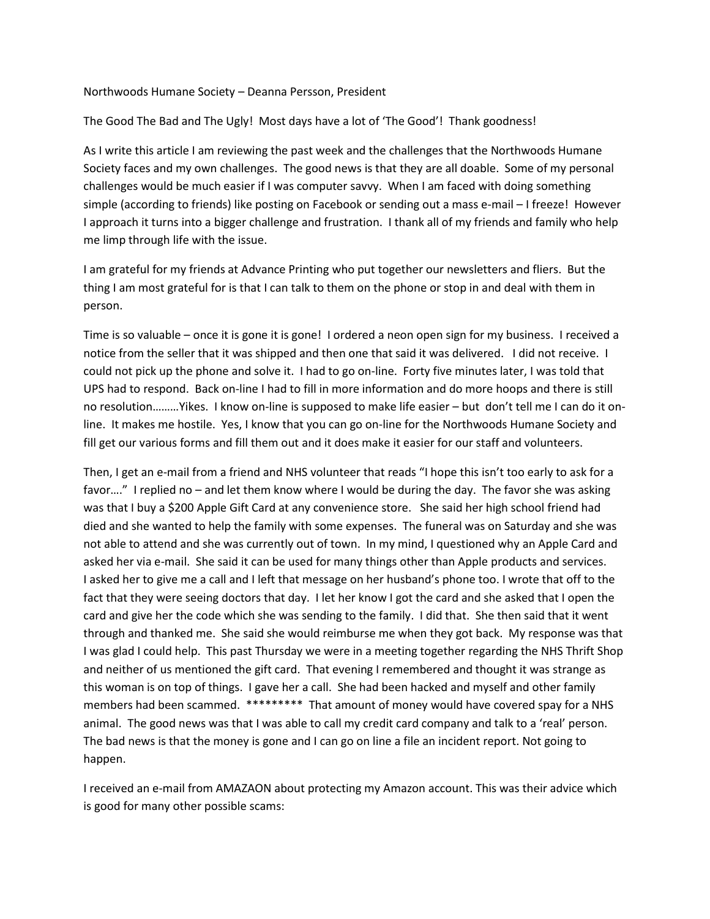Northwoods Humane Society – Deanna Persson, President

The Good The Bad and The Ugly! Most days have a lot of 'The Good'! Thank goodness!

As I write this article I am reviewing the past week and the challenges that the Northwoods Humane Society faces and my own challenges. The good news is that they are all doable. Some of my personal challenges would be much easier if I was computer savvy. When I am faced with doing something simple (according to friends) like posting on Facebook or sending out a mass e-mail – I freeze! However I approach it turns into a bigger challenge and frustration. I thank all of my friends and family who help me limp through life with the issue.

I am grateful for my friends at Advance Printing who put together our newsletters and fliers. But the thing I am most grateful for is that I can talk to them on the phone or stop in and deal with them in person.

Time is so valuable – once it is gone it is gone! I ordered a neon open sign for my business. I received a notice from the seller that it was shipped and then one that said it was delivered. I did not receive. I could not pick up the phone and solve it. I had to go on-line. Forty five minutes later, I was told that UPS had to respond. Back on-line I had to fill in more information and do more hoops and there is still no resolution………Yikes. I know on-line is supposed to make life easier – but don't tell me I can do it on-line. It makes me hostile. Yes, I know that you can go on-line for the Northwoods Humane Society and fill get our various forms and fill them out and it does make it easier for our staff and volunteers.

Then, I get an e-mail from a friend and NHS volunteer that reads "I hope this isn't too early to ask for a favor…." I replied no – and let them know where I would be during the day. The favor she was asking was that I buy a $200 Apple Gift Card at any convenience store. She said her high school friend had died and she wanted to help the family with some expenses. The funeral was on Saturday and she was not able to attend and she was currently out of town. In my mind, I questioned why an Apple Card and asked her via e-mail. She said it can be used for many things other than Apple products and services. I asked her to give me a call and I left that message on her husband's phone too. I wrote that off to the fact that they were seeing doctors that day. I let her know I got the card and she asked that I open the card and give her the code which she was sending to the family. I did that. She then said that it went through and thanked me. She said she would reimburse me when they got back. My response was that I was glad I could help. This past Thursday we were in a meeting together regarding the NHS Thrift Shop and neither of us mentioned the gift card. That evening I remembered and thought it was strange as this woman is on top of things. I gave her a call. She had been hacked and myself and other family members had been scammed. ********* That amount of money would have covered spay for a NHS animal. The good news was that I was able to call my credit card company and talk to a 'real' person. The bad news is that the money is gone and I can go on line a file an incident report. Not going to happen.

I received an e-mail from AMAZAON about protecting my Amazon account. This was their advice which is good for many other possible scams: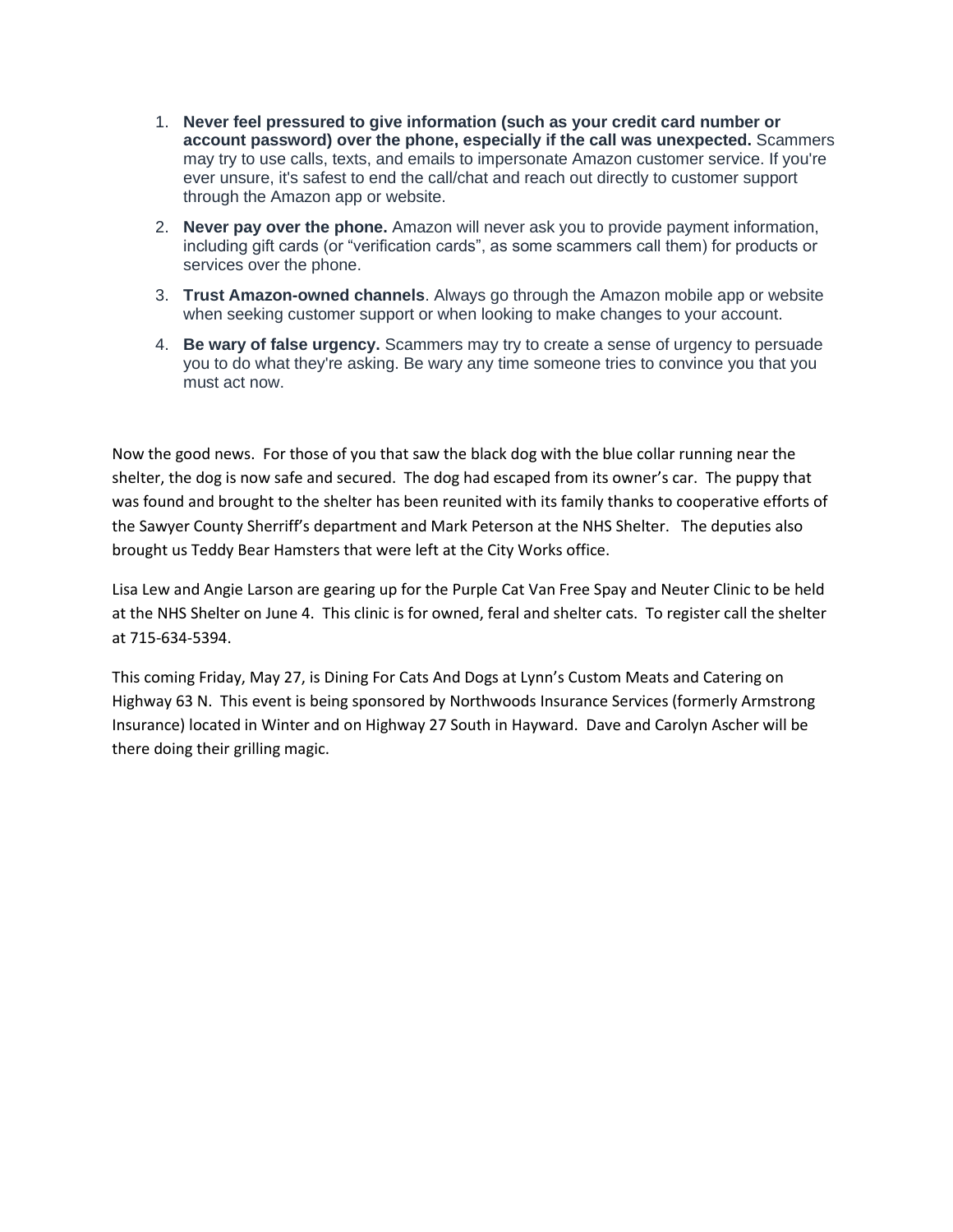1. **Never feel pressured to give information (such as your credit card number or account password) over the phone, especially if the call was unexpected.** Scammers may try to use calls, texts, and emails to impersonate Amazon customer service. If you're ever unsure, it's safest to end the call/chat and reach out directly to customer support through the Amazon app or website.
2. **Never pay over the phone.** Amazon will never ask you to provide payment information, including gift cards (or "verification cards", as some scammers call them) for products or services over the phone.
3. **Trust Amazon-owned channels**. Always go through the Amazon mobile app or website when seeking customer support or when looking to make changes to your account.
4. **Be wary of false urgency.** Scammers may try to create a sense of urgency to persuade you to do what they're asking. Be wary any time someone tries to convince you that you must act now.

Now the good news. For those of you that saw the black dog with the blue collar running near the shelter, the dog is now safe and secured. The dog had escaped from its owner's car. The puppy that was found and brought to the shelter has been reunited with its family thanks to cooperative efforts of the Sawyer County Sherriff's department and Mark Peterson at the NHS Shelter. The deputies also brought us Teddy Bear Hamsters that were left at the City Works office.

Lisa Lew and Angie Larson are gearing up for the Purple Cat Van Free Spay and Neuter Clinic to be held at the NHS Shelter on June 4. This clinic is for owned, feral and shelter cats. To register call the shelter at 715-634-5394.

This coming Friday, May 27, is Dining For Cats And Dogs at Lynn's Custom Meats and Catering on Highway 63 N. This event is being sponsored by Northwoods Insurance Services (formerly Armstrong Insurance) located in Winter and on Highway 27 South in Hayward. Dave and Carolyn Ascher will be there doing their grilling magic.